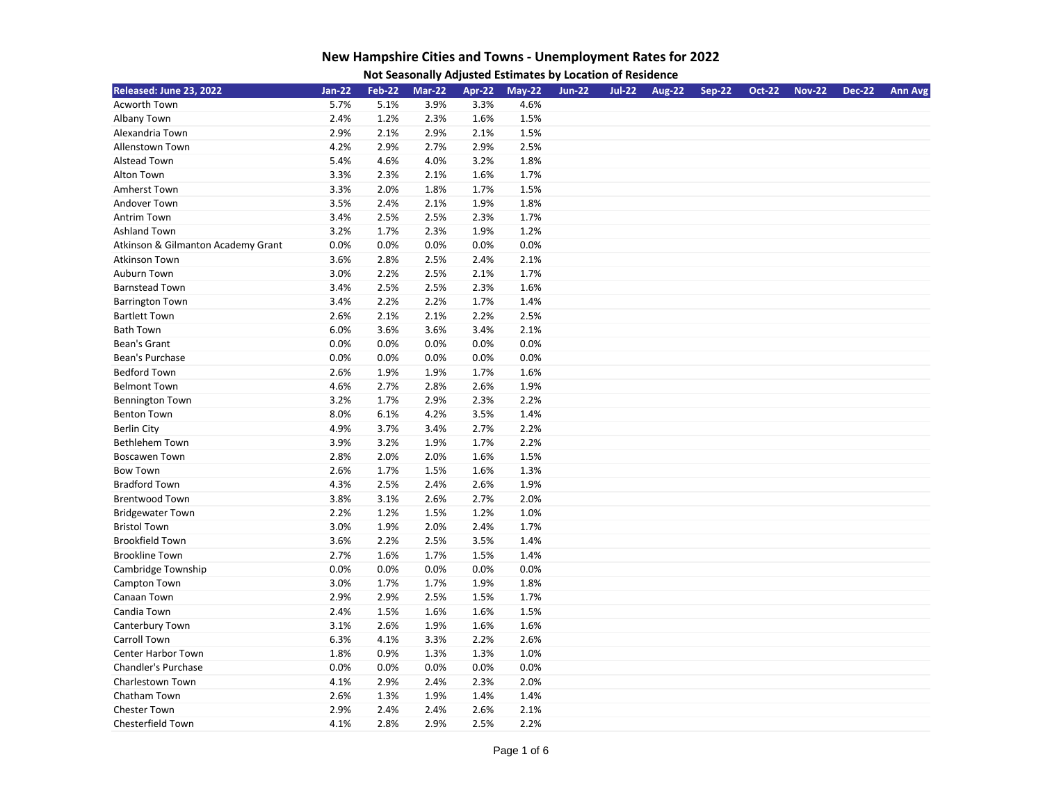# New Hampshire Cities and Towns - Unemployment Rates for 2022

## Not Seasonally Adjusted Estimates by Location of Residence

| Released: June 23, 2022 | Jan-22 | Feb-22 | Mar-22 | Apr-22 | May-22 | Jun-22 | Jul-22 | Aug-22 | Sep-22 | Oct-22 | Nov-22 | Dec-22 | Ann Avg |
|---|---|---|---|---|---|---|---|---|---|---|---|---|---|
| Acworth Town | 5.7% | 5.1% | 3.9% | 3.3% | 4.6% | | | | | | | | |
| Albany Town | 2.4% | 1.2% | 2.3% | 1.6% | 1.5% | | | | | | | | |
| Alexandria Town | 2.9% | 2.1% | 2.9% | 2.1% | 1.5% | | | | | | | | |
| Allenstown Town | 4.2% | 2.9% | 2.7% | 2.9% | 2.5% | | | | | | | | |
| Alstead Town | 5.4% | 4.6% | 4.0% | 3.2% | 1.8% | | | | | | | | |
| Alton Town | 3.3% | 2.3% | 2.1% | 1.6% | 1.7% | | | | | | | | |
| Amherst Town | 3.3% | 2.0% | 1.8% | 1.7% | 1.5% | | | | | | | | |
| Andover Town | 3.5% | 2.4% | 2.1% | 1.9% | 1.8% | | | | | | | | |
| Antrim Town | 3.4% | 2.5% | 2.5% | 2.3% | 1.7% | | | | | | | | |
| Ashland Town | 3.2% | 1.7% | 2.3% | 1.9% | 1.2% | | | | | | | | |
| Atkinson & Gilmanton Academy Grant | 0.0% | 0.0% | 0.0% | 0.0% | 0.0% | | | | | | | | |
| Atkinson Town | 3.6% | 2.8% | 2.5% | 2.4% | 2.1% | | | | | | | | |
| Auburn Town | 3.0% | 2.2% | 2.5% | 2.1% | 1.7% | | | | | | | | |
| Barnstead Town | 3.4% | 2.5% | 2.5% | 2.3% | 1.6% | | | | | | | | |
| Barrington Town | 3.4% | 2.2% | 2.2% | 1.7% | 1.4% | | | | | | | | |
| Bartlett Town | 2.6% | 2.1% | 2.1% | 2.2% | 2.5% | | | | | | | | |
| Bath Town | 6.0% | 3.6% | 3.6% | 3.4% | 2.1% | | | | | | | | |
| Bean's Grant | 0.0% | 0.0% | 0.0% | 0.0% | 0.0% | | | | | | | | |
| Bean's Purchase | 0.0% | 0.0% | 0.0% | 0.0% | 0.0% | | | | | | | | |
| Bedford Town | 2.6% | 1.9% | 1.9% | 1.7% | 1.6% | | | | | | | | |
| Belmont Town | 4.6% | 2.7% | 2.8% | 2.6% | 1.9% | | | | | | | | |
| Bennington Town | 3.2% | 1.7% | 2.9% | 2.3% | 2.2% | | | | | | | | |
| Benton Town | 8.0% | 6.1% | 4.2% | 3.5% | 1.4% | | | | | | | | |
| Berlin City | 4.9% | 3.7% | 3.4% | 2.7% | 2.2% | | | | | | | | |
| Bethlehem Town | 3.9% | 3.2% | 1.9% | 1.7% | 2.2% | | | | | | | | |
| Boscawen Town | 2.8% | 2.0% | 2.0% | 1.6% | 1.5% | | | | | | | | |
| Bow Town | 2.6% | 1.7% | 1.5% | 1.6% | 1.3% | | | | | | | | |
| Bradford Town | 4.3% | 2.5% | 2.4% | 2.6% | 1.9% | | | | | | | | |
| Brentwood Town | 3.8% | 3.1% | 2.6% | 2.7% | 2.0% | | | | | | | | |
| Bridgewater Town | 2.2% | 1.2% | 1.5% | 1.2% | 1.0% | | | | | | | | |
| Bristol Town | 3.0% | 1.9% | 2.0% | 2.4% | 1.7% | | | | | | | | |
| Brookfield Town | 3.6% | 2.2% | 2.5% | 3.5% | 1.4% | | | | | | | | |
| Brookline Town | 2.7% | 1.6% | 1.7% | 1.5% | 1.4% | | | | | | | | |
| Cambridge Township | 0.0% | 0.0% | 0.0% | 0.0% | 0.0% | | | | | | | | |
| Campton Town | 3.0% | 1.7% | 1.7% | 1.9% | 1.8% | | | | | | | | |
| Canaan Town | 2.9% | 2.9% | 2.5% | 1.5% | 1.7% | | | | | | | | |
| Candia Town | 2.4% | 1.5% | 1.6% | 1.6% | 1.5% | | | | | | | | |
| Canterbury Town | 3.1% | 2.6% | 1.9% | 1.6% | 1.6% | | | | | | | | |
| Carroll Town | 6.3% | 4.1% | 3.3% | 2.2% | 2.6% | | | | | | | | |
| Center Harbor Town | 1.8% | 0.9% | 1.3% | 1.3% | 1.0% | | | | | | | | |
| Chandler's Purchase | 0.0% | 0.0% | 0.0% | 0.0% | 0.0% | | | | | | | | |
| Charlestown Town | 4.1% | 2.9% | 2.4% | 2.3% | 2.0% | | | | | | | | |
| Chatham Town | 2.6% | 1.3% | 1.9% | 1.4% | 1.4% | | | | | | | | |
| Chester Town | 2.9% | 2.4% | 2.4% | 2.6% | 2.1% | | | | | | | | |
| Chesterfield Town | 4.1% | 2.8% | 2.9% | 2.5% | 2.2% | | | | | | | | |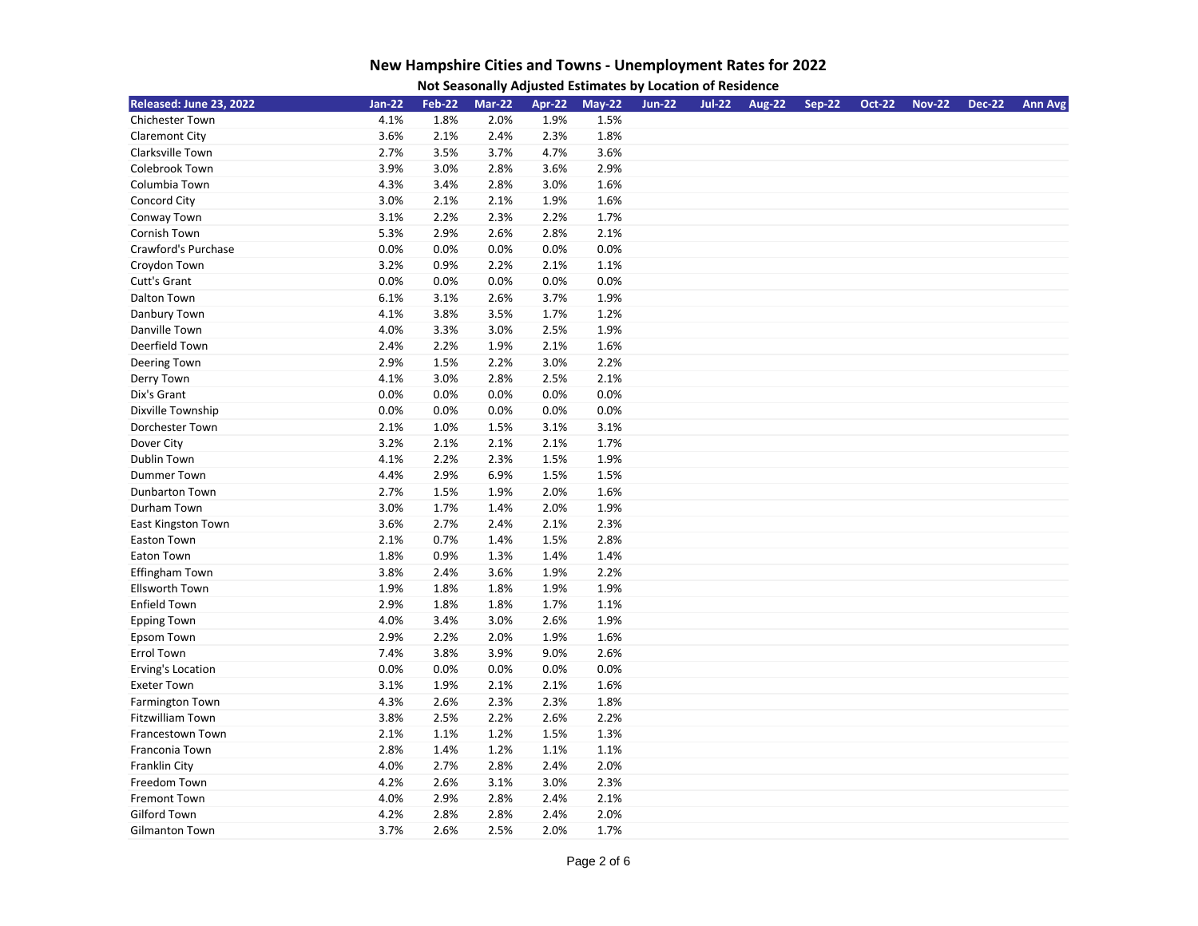# New Hampshire Cities and Towns - Unemployment Rates for 2022

## Not Seasonally Adjusted Estimates by Location of Residence

| Released: June 23, 2022 | Jan-22 | Feb-22 | Mar-22 | Apr-22 | May-22 | Jun-22 | Jul-22 | Aug-22 | Sep-22 | Oct-22 | Nov-22 | Dec-22 | Ann Avg |
|---|---|---|---|---|---|---|---|---|---|---|---|---|---|
| Chichester Town | 4.1% | 1.8% | 2.0% | 1.9% | 1.5% | | | | | | | | |
| Claremont City | 3.6% | 2.1% | 2.4% | 2.3% | 1.8% | | | | | | | | |
| Clarksville Town | 2.7% | 3.5% | 3.7% | 4.7% | 3.6% | | | | | | | | |
| Colebrook Town | 3.9% | 3.0% | 2.8% | 3.6% | 2.9% | | | | | | | | |
| Columbia Town | 4.3% | 3.4% | 2.8% | 3.0% | 1.6% | | | | | | | | |
| Concord City | 3.0% | 2.1% | 2.1% | 1.9% | 1.6% | | | | | | | | |
| Conway Town | 3.1% | 2.2% | 2.3% | 2.2% | 1.7% | | | | | | | | |
| Cornish Town | 5.3% | 2.9% | 2.6% | 2.8% | 2.1% | | | | | | | | |
| Crawford's Purchase | 0.0% | 0.0% | 0.0% | 0.0% | 0.0% | | | | | | | | |
| Croydon Town | 3.2% | 0.9% | 2.2% | 2.1% | 1.1% | | | | | | | | |
| Cutt's Grant | 0.0% | 0.0% | 0.0% | 0.0% | 0.0% | | | | | | | | |
| Dalton Town | 6.1% | 3.1% | 2.6% | 3.7% | 1.9% | | | | | | | | |
| Danbury Town | 4.1% | 3.8% | 3.5% | 1.7% | 1.2% | | | | | | | | |
| Danville Town | 4.0% | 3.3% | 3.0% | 2.5% | 1.9% | | | | | | | | |
| Deerfield Town | 2.4% | 2.2% | 1.9% | 2.1% | 1.6% | | | | | | | | |
| Deering Town | 2.9% | 1.5% | 2.2% | 3.0% | 2.2% | | | | | | | | |
| Derry Town | 4.1% | 3.0% | 2.8% | 2.5% | 2.1% | | | | | | | | |
| Dix's Grant | 0.0% | 0.0% | 0.0% | 0.0% | 0.0% | | | | | | | | |
| Dixville Township | 0.0% | 0.0% | 0.0% | 0.0% | 0.0% | | | | | | | | |
| Dorchester Town | 2.1% | 1.0% | 1.5% | 3.1% | 3.1% | | | | | | | | |
| Dover City | 3.2% | 2.1% | 2.1% | 2.1% | 1.7% | | | | | | | | |
| Dublin Town | 4.1% | 2.2% | 2.3% | 1.5% | 1.9% | | | | | | | | |
| Dummer Town | 4.4% | 2.9% | 6.9% | 1.5% | 1.5% | | | | | | | | |
| Dunbarton Town | 2.7% | 1.5% | 1.9% | 2.0% | 1.6% | | | | | | | | |
| Durham Town | 3.0% | 1.7% | 1.4% | 2.0% | 1.9% | | | | | | | | |
| East Kingston Town | 3.6% | 2.7% | 2.4% | 2.1% | 2.3% | | | | | | | | |
| Easton Town | 2.1% | 0.7% | 1.4% | 1.5% | 2.8% | | | | | | | | |
| Eaton Town | 1.8% | 0.9% | 1.3% | 1.4% | 1.4% | | | | | | | | |
| Effingham Town | 3.8% | 2.4% | 3.6% | 1.9% | 2.2% | | | | | | | | |
| Ellsworth Town | 1.9% | 1.8% | 1.8% | 1.9% | 1.9% | | | | | | | | |
| Enfield Town | 2.9% | 1.8% | 1.8% | 1.7% | 1.1% | | | | | | | | |
| Epping Town | 4.0% | 3.4% | 3.0% | 2.6% | 1.9% | | | | | | | | |
| Epsom Town | 2.9% | 2.2% | 2.0% | 1.9% | 1.6% | | | | | | | | |
| Errol Town | 7.4% | 3.8% | 3.9% | 9.0% | 2.6% | | | | | | | | |
| Erving's Location | 0.0% | 0.0% | 0.0% | 0.0% | 0.0% | | | | | | | | |
| Exeter Town | 3.1% | 1.9% | 2.1% | 2.1% | 1.6% | | | | | | | | |
| Farmington Town | 4.3% | 2.6% | 2.3% | 2.3% | 1.8% | | | | | | | | |
| Fitzwilliam Town | 3.8% | 2.5% | 2.2% | 2.6% | 2.2% | | | | | | | | |
| Francestown Town | 2.1% | 1.1% | 1.2% | 1.5% | 1.3% | | | | | | | | |
| Franconia Town | 2.8% | 1.4% | 1.2% | 1.1% | 1.1% | | | | | | | | |
| Franklin City | 4.0% | 2.7% | 2.8% | 2.4% | 2.0% | | | | | | | | |
| Freedom Town | 4.2% | 2.6% | 3.1% | 3.0% | 2.3% | | | | | | | | |
| Fremont Town | 4.0% | 2.9% | 2.8% | 2.4% | 2.1% | | | | | | | | |
| Gilford Town | 4.2% | 2.8% | 2.8% | 2.4% | 2.0% | | | | | | | | |
| Gilmanton Town | 3.7% | 2.6% | 2.5% | 2.0% | 1.7% | | | | | | | | |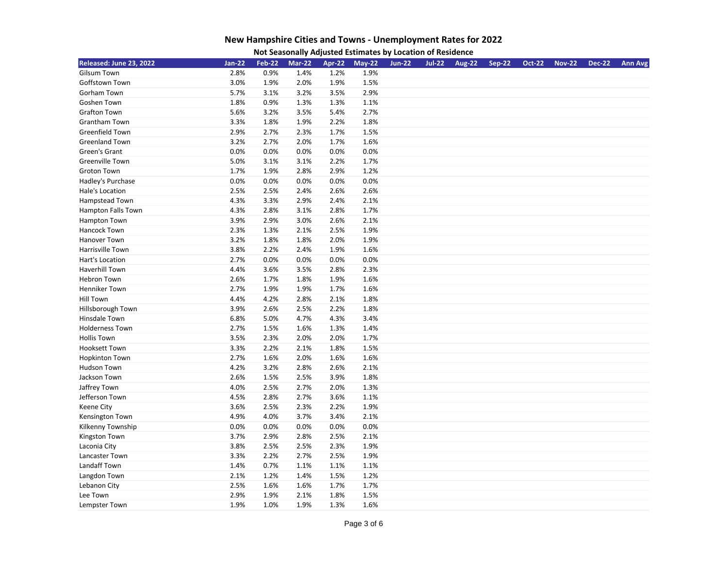# New Hampshire Cities and Towns - Unemployment Rates for 2022

## Not Seasonally Adjusted Estimates by Location of Residence

| Released: June 23, 2022 | Jan-22 | Feb-22 | Mar-22 | Apr-22 | May-22 | Jun-22 | Jul-22 | Aug-22 | Sep-22 | Oct-22 | Nov-22 | Dec-22 | Ann Avg |
|---|---|---|---|---|---|---|---|---|---|---|---|---|---|
| Gilsum Town | 2.8% | 0.9% | 1.4% | 1.2% | 1.9% | | | | | | | | |
| Goffstown Town | 3.0% | 1.9% | 2.0% | 1.9% | 1.5% | | | | | | | | |
| Gorham Town | 5.7% | 3.1% | 3.2% | 3.5% | 2.9% | | | | | | | | |
| Goshen Town | 1.8% | 0.9% | 1.3% | 1.3% | 1.1% | | | | | | | | |
| Grafton Town | 5.6% | 3.2% | 3.5% | 5.4% | 2.7% | | | | | | | | |
| Grantham Town | 3.3% | 1.8% | 1.9% | 2.2% | 1.8% | | | | | | | | |
| Greenfield Town | 2.9% | 2.7% | 2.3% | 1.7% | 1.5% | | | | | | | | |
| Greenland Town | 3.2% | 2.7% | 2.0% | 1.7% | 1.6% | | | | | | | | |
| Green's Grant | 0.0% | 0.0% | 0.0% | 0.0% | 0.0% | | | | | | | | |
| Greenville Town | 5.0% | 3.1% | 3.1% | 2.2% | 1.7% | | | | | | | | |
| Groton Town | 1.7% | 1.9% | 2.8% | 2.9% | 1.2% | | | | | | | | |
| Hadley's Purchase | 0.0% | 0.0% | 0.0% | 0.0% | 0.0% | | | | | | | | |
| Hale's Location | 2.5% | 2.5% | 2.4% | 2.6% | 2.6% | | | | | | | | |
| Hampstead Town | 4.3% | 3.3% | 2.9% | 2.4% | 2.1% | | | | | | | | |
| Hampton Falls Town | 4.3% | 2.8% | 3.1% | 2.8% | 1.7% | | | | | | | | |
| Hampton Town | 3.9% | 2.9% | 3.0% | 2.6% | 2.1% | | | | | | | | |
| Hancock Town | 2.3% | 1.3% | 2.1% | 2.5% | 1.9% | | | | | | | | |
| Hanover Town | 3.2% | 1.8% | 1.8% | 2.0% | 1.9% | | | | | | | | |
| Harrisville Town | 3.8% | 2.2% | 2.4% | 1.9% | 1.6% | | | | | | | | |
| Hart's Location | 2.7% | 0.0% | 0.0% | 0.0% | 0.0% | | | | | | | | |
| Haverhill Town | 4.4% | 3.6% | 3.5% | 2.8% | 2.3% | | | | | | | | |
| Hebron Town | 2.6% | 1.7% | 1.8% | 1.9% | 1.6% | | | | | | | | |
| Henniker Town | 2.7% | 1.9% | 1.9% | 1.7% | 1.6% | | | | | | | | |
| Hill Town | 4.4% | 4.2% | 2.8% | 2.1% | 1.8% | | | | | | | | |
| Hillsborough Town | 3.9% | 2.6% | 2.5% | 2.2% | 1.8% | | | | | | | | |
| Hinsdale Town | 6.8% | 5.0% | 4.7% | 4.3% | 3.4% | | | | | | | | |
| Holderness Town | 2.7% | 1.5% | 1.6% | 1.3% | 1.4% | | | | | | | | |
| Hollis Town | 3.5% | 2.3% | 2.0% | 2.0% | 1.7% | | | | | | | | |
| Hooksett Town | 3.3% | 2.2% | 2.1% | 1.8% | 1.5% | | | | | | | | |
| Hopkinton Town | 2.7% | 1.6% | 2.0% | 1.6% | 1.6% | | | | | | | | |
| Hudson Town | 4.2% | 3.2% | 2.8% | 2.6% | 2.1% | | | | | | | | |
| Jackson Town | 2.6% | 1.5% | 2.5% | 3.9% | 1.8% | | | | | | | | |
| Jaffrey Town | 4.0% | 2.5% | 2.7% | 2.0% | 1.3% | | | | | | | | |
| Jefferson Town | 4.5% | 2.8% | 2.7% | 3.6% | 1.1% | | | | | | | | |
| Keene City | 3.6% | 2.5% | 2.3% | 2.2% | 1.9% | | | | | | | | |
| Kensington Town | 4.9% | 4.0% | 3.7% | 3.4% | 2.1% | | | | | | | | |
| Kilkenny Township | 0.0% | 0.0% | 0.0% | 0.0% | 0.0% | | | | | | | | |
| Kingston Town | 3.7% | 2.9% | 2.8% | 2.5% | 2.1% | | | | | | | | |
| Laconia City | 3.8% | 2.5% | 2.5% | 2.3% | 1.9% | | | | | | | | |
| Lancaster Town | 3.3% | 2.2% | 2.7% | 2.5% | 1.9% | | | | | | | | |
| Landaff Town | 1.4% | 0.7% | 1.1% | 1.1% | 1.1% | | | | | | | | |
| Langdon Town | 2.1% | 1.2% | 1.4% | 1.5% | 1.2% | | | | | | | | |
| Lebanon City | 2.5% | 1.6% | 1.6% | 1.7% | 1.7% | | | | | | | | |
| Lee Town | 2.9% | 1.9% | 2.1% | 1.8% | 1.5% | | | | | | | | |
| Lempster Town | 1.9% | 1.0% | 1.9% | 1.3% | 1.6% | | | | | | | | |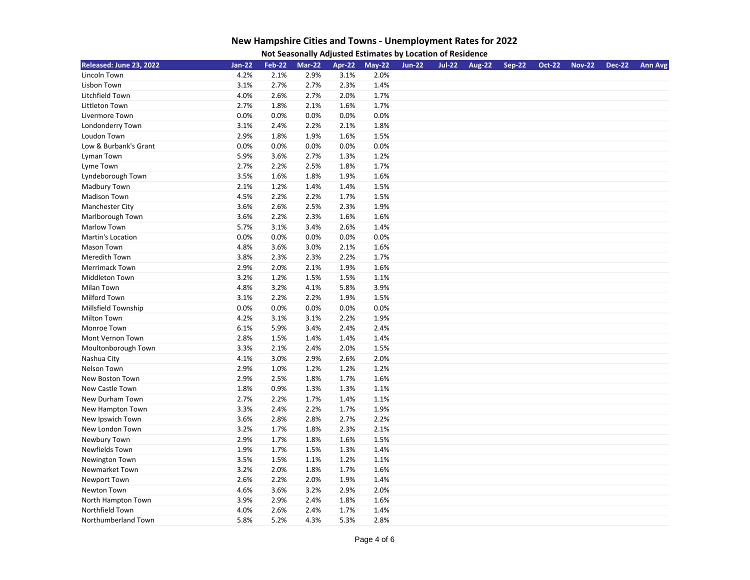# New Hampshire Cities and Towns - Unemployment Rates for 2022

## Not Seasonally Adjusted Estimates by Location of Residence

| Released: June 23, 2022 | Jan-22 | Feb-22 | Mar-22 | Apr-22 | May-22 | Jun-22 | Jul-22 | Aug-22 | Sep-22 | Oct-22 | Nov-22 | Dec-22 | Ann Avg |
|---|---|---|---|---|---|---|---|---|---|---|---|---|---|
| Lincoln Town | 4.2% | 2.1% | 2.9% | 3.1% | 2.0% | | | | | | | | |
| Lisbon Town | 3.1% | 2.7% | 2.7% | 2.3% | 1.4% | | | | | | | | |
| Litchfield Town | 4.0% | 2.6% | 2.7% | 2.0% | 1.7% | | | | | | | | |
| Littleton Town | 2.7% | 1.8% | 2.1% | 1.6% | 1.7% | | | | | | | | |
| Livermore Town | 0.0% | 0.0% | 0.0% | 0.0% | 0.0% | | | | | | | | |
| Londonderry Town | 3.1% | 2.4% | 2.2% | 2.1% | 1.8% | | | | | | | | |
| Loudon Town | 2.9% | 1.8% | 1.9% | 1.6% | 1.5% | | | | | | | | |
| Low & Burbank's Grant | 0.0% | 0.0% | 0.0% | 0.0% | 0.0% | | | | | | | | |
| Lyman Town | 5.9% | 3.6% | 2.7% | 1.3% | 1.2% | | | | | | | | |
| Lyme Town | 2.7% | 2.2% | 2.5% | 1.8% | 1.7% | | | | | | | | |
| Lyndeborough Town | 3.5% | 1.6% | 1.8% | 1.9% | 1.6% | | | | | | | | |
| Madbury Town | 2.1% | 1.2% | 1.4% | 1.4% | 1.5% | | | | | | | | |
| Madison Town | 4.5% | 2.2% | 2.2% | 1.7% | 1.5% | | | | | | | | |
| Manchester City | 3.6% | 2.6% | 2.5% | 2.3% | 1.9% | | | | | | | | |
| Marlborough Town | 3.6% | 2.2% | 2.3% | 1.6% | 1.6% | | | | | | | | |
| Marlow Town | 5.7% | 3.1% | 3.4% | 2.6% | 1.4% | | | | | | | | |
| Martin's Location | 0.0% | 0.0% | 0.0% | 0.0% | 0.0% | | | | | | | | |
| Mason Town | 4.8% | 3.6% | 3.0% | 2.1% | 1.6% | | | | | | | | |
| Meredith Town | 3.8% | 2.3% | 2.3% | 2.2% | 1.7% | | | | | | | | |
| Merrimack Town | 2.9% | 2.0% | 2.1% | 1.9% | 1.6% | | | | | | | | |
| Middleton Town | 3.2% | 1.2% | 1.5% | 1.5% | 1.1% | | | | | | | | |
| Milan Town | 4.8% | 3.2% | 4.1% | 5.8% | 3.9% | | | | | | | | |
| Milford Town | 3.1% | 2.2% | 2.2% | 1.9% | 1.5% | | | | | | | | |
| Millsfield Township | 0.0% | 0.0% | 0.0% | 0.0% | 0.0% | | | | | | | | |
| Milton Town | 4.2% | 3.1% | 3.1% | 2.2% | 1.9% | | | | | | | | |
| Monroe Town | 6.1% | 5.9% | 3.4% | 2.4% | 2.4% | | | | | | | | |
| Mont Vernon Town | 2.8% | 1.5% | 1.4% | 1.4% | 1.4% | | | | | | | | |
| Moultonborough Town | 3.3% | 2.1% | 2.4% | 2.0% | 1.5% | | | | | | | | |
| Nashua City | 4.1% | 3.0% | 2.9% | 2.6% | 2.0% | | | | | | | | |
| Nelson Town | 2.9% | 1.0% | 1.2% | 1.2% | 1.2% | | | | | | | | |
| New Boston Town | 2.9% | 2.5% | 1.8% | 1.7% | 1.6% | | | | | | | | |
| New Castle Town | 1.8% | 0.9% | 1.3% | 1.3% | 1.1% | | | | | | | | |
| New Durham Town | 2.7% | 2.2% | 1.7% | 1.4% | 1.1% | | | | | | | | |
| New Hampton Town | 3.3% | 2.4% | 2.2% | 1.7% | 1.9% | | | | | | | | |
| New Ipswich Town | 3.6% | 2.8% | 2.8% | 2.7% | 2.2% | | | | | | | | |
| New London Town | 3.2% | 1.7% | 1.8% | 2.3% | 2.1% | | | | | | | | |
| Newbury Town | 2.9% | 1.7% | 1.8% | 1.6% | 1.5% | | | | | | | | |
| Newfields Town | 1.9% | 1.7% | 1.5% | 1.3% | 1.4% | | | | | | | | |
| Newington Town | 3.5% | 1.5% | 1.1% | 1.2% | 1.1% | | | | | | | | |
| Newmarket Town | 3.2% | 2.0% | 1.8% | 1.7% | 1.6% | | | | | | | | |
| Newport Town | 2.6% | 2.2% | 2.0% | 1.9% | 1.4% | | | | | | | | |
| Newton Town | 4.6% | 3.6% | 3.2% | 2.9% | 2.0% | | | | | | | | |
| North Hampton Town | 3.9% | 2.9% | 2.4% | 1.8% | 1.6% | | | | | | | | |
| Northfield Town | 4.0% | 2.6% | 2.4% | 1.7% | 1.4% | | | | | | | | |
| Northumberland Town | 5.8% | 5.2% | 4.3% | 5.3% | 2.8% | | | | | | | | |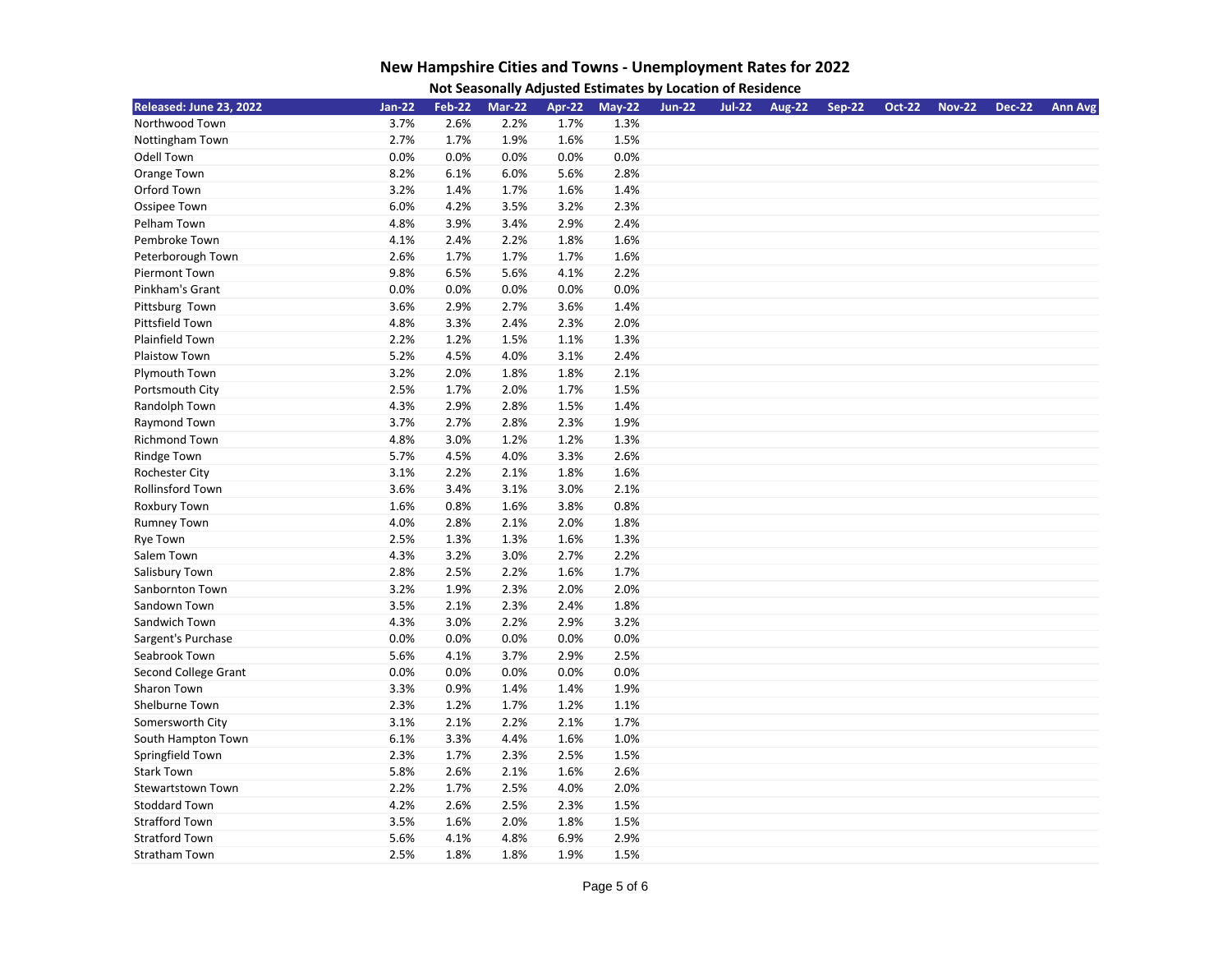# New Hampshire Cities and Towns - Unemployment Rates for 2022

## Not Seasonally Adjusted Estimates by Location of Residence

| Released: June 23, 2022 | Jan-22 | Feb-22 | Mar-22 | Apr-22 | May-22 | Jun-22 | Jul-22 | Aug-22 | Sep-22 | Oct-22 | Nov-22 | Dec-22 | Ann Avg |
|---|---|---|---|---|---|---|---|---|---|---|---|---|---|
| Northwood Town | 3.7% | 2.6% | 2.2% | 1.7% | 1.3% | | | | | | | | |
| Nottingham Town | 2.7% | 1.7% | 1.9% | 1.6% | 1.5% | | | | | | | | |
| Odell Town | 0.0% | 0.0% | 0.0% | 0.0% | 0.0% | | | | | | | | |
| Orange Town | 8.2% | 6.1% | 6.0% | 5.6% | 2.8% | | | | | | | | |
| Orford Town | 3.2% | 1.4% | 1.7% | 1.6% | 1.4% | | | | | | | | |
| Ossipee Town | 6.0% | 4.2% | 3.5% | 3.2% | 2.3% | | | | | | | | |
| Pelham Town | 4.8% | 3.9% | 3.4% | 2.9% | 2.4% | | | | | | | | |
| Pembroke Town | 4.1% | 2.4% | 2.2% | 1.8% | 1.6% | | | | | | | | |
| Peterborough Town | 2.6% | 1.7% | 1.7% | 1.7% | 1.6% | | | | | | | | |
| Piermont Town | 9.8% | 6.5% | 5.6% | 4.1% | 2.2% | | | | | | | | |
| Pinkham's Grant | 0.0% | 0.0% | 0.0% | 0.0% | 0.0% | | | | | | | | |
| Pittsburg Town | 3.6% | 2.9% | 2.7% | 3.6% | 1.4% | | | | | | | | |
| Pittsfield Town | 4.8% | 3.3% | 2.4% | 2.3% | 2.0% | | | | | | | | |
| Plainfield Town | 2.2% | 1.2% | 1.5% | 1.1% | 1.3% | | | | | | | | |
| Plaistow Town | 5.2% | 4.5% | 4.0% | 3.1% | 2.4% | | | | | | | | |
| Plymouth Town | 3.2% | 2.0% | 1.8% | 1.8% | 2.1% | | | | | | | | |
| Portsmouth City | 2.5% | 1.7% | 2.0% | 1.7% | 1.5% | | | | | | | | |
| Randolph Town | 4.3% | 2.9% | 2.8% | 1.5% | 1.4% | | | | | | | | |
| Raymond Town | 3.7% | 2.7% | 2.8% | 2.3% | 1.9% | | | | | | | | |
| Richmond Town | 4.8% | 3.0% | 1.2% | 1.2% | 1.3% | | | | | | | | |
| Rindge Town | 5.7% | 4.5% | 4.0% | 3.3% | 2.6% | | | | | | | | |
| Rochester City | 3.1% | 2.2% | 2.1% | 1.8% | 1.6% | | | | | | | | |
| Rollinsford Town | 3.6% | 3.4% | 3.1% | 3.0% | 2.1% | | | | | | | | |
| Roxbury Town | 1.6% | 0.8% | 1.6% | 3.8% | 0.8% | | | | | | | | |
| Rumney Town | 4.0% | 2.8% | 2.1% | 2.0% | 1.8% | | | | | | | | |
| Rye Town | 2.5% | 1.3% | 1.3% | 1.6% | 1.3% | | | | | | | | |
| Salem Town | 4.3% | 3.2% | 3.0% | 2.7% | 2.2% | | | | | | | | |
| Salisbury Town | 2.8% | 2.5% | 2.2% | 1.6% | 1.7% | | | | | | | | |
| Sanbornton Town | 3.2% | 1.9% | 2.3% | 2.0% | 2.0% | | | | | | | | |
| Sandown Town | 3.5% | 2.1% | 2.3% | 2.4% | 1.8% | | | | | | | | |
| Sandwich Town | 4.3% | 3.0% | 2.2% | 2.9% | 3.2% | | | | | | | | |
| Sargent's Purchase | 0.0% | 0.0% | 0.0% | 0.0% | 0.0% | | | | | | | | |
| Seabrook Town | 5.6% | 4.1% | 3.7% | 2.9% | 2.5% | | | | | | | | |
| Second College Grant | 0.0% | 0.0% | 0.0% | 0.0% | 0.0% | | | | | | | | |
| Sharon Town | 3.3% | 0.9% | 1.4% | 1.4% | 1.9% | | | | | | | | |
| Shelburne Town | 2.3% | 1.2% | 1.7% | 1.2% | 1.1% | | | | | | | | |
| Somersworth City | 3.1% | 2.1% | 2.2% | 2.1% | 1.7% | | | | | | | | |
| South Hampton Town | 6.1% | 3.3% | 4.4% | 1.6% | 1.0% | | | | | | | | |
| Springfield Town | 2.3% | 1.7% | 2.3% | 2.5% | 1.5% | | | | | | | | |
| Stark Town | 5.8% | 2.6% | 2.1% | 1.6% | 2.6% | | | | | | | | |
| Stewartstown Town | 2.2% | 1.7% | 2.5% | 4.0% | 2.0% | | | | | | | | |
| Stoddard Town | 4.2% | 2.6% | 2.5% | 2.3% | 1.5% | | | | | | | | |
| Strafford Town | 3.5% | 1.6% | 2.0% | 1.8% | 1.5% | | | | | | | | |
| Stratford Town | 5.6% | 4.1% | 4.8% | 6.9% | 2.9% | | | | | | | | |
| Stratham Town | 2.5% | 1.8% | 1.8% | 1.9% | 1.5% | | | | | | | | |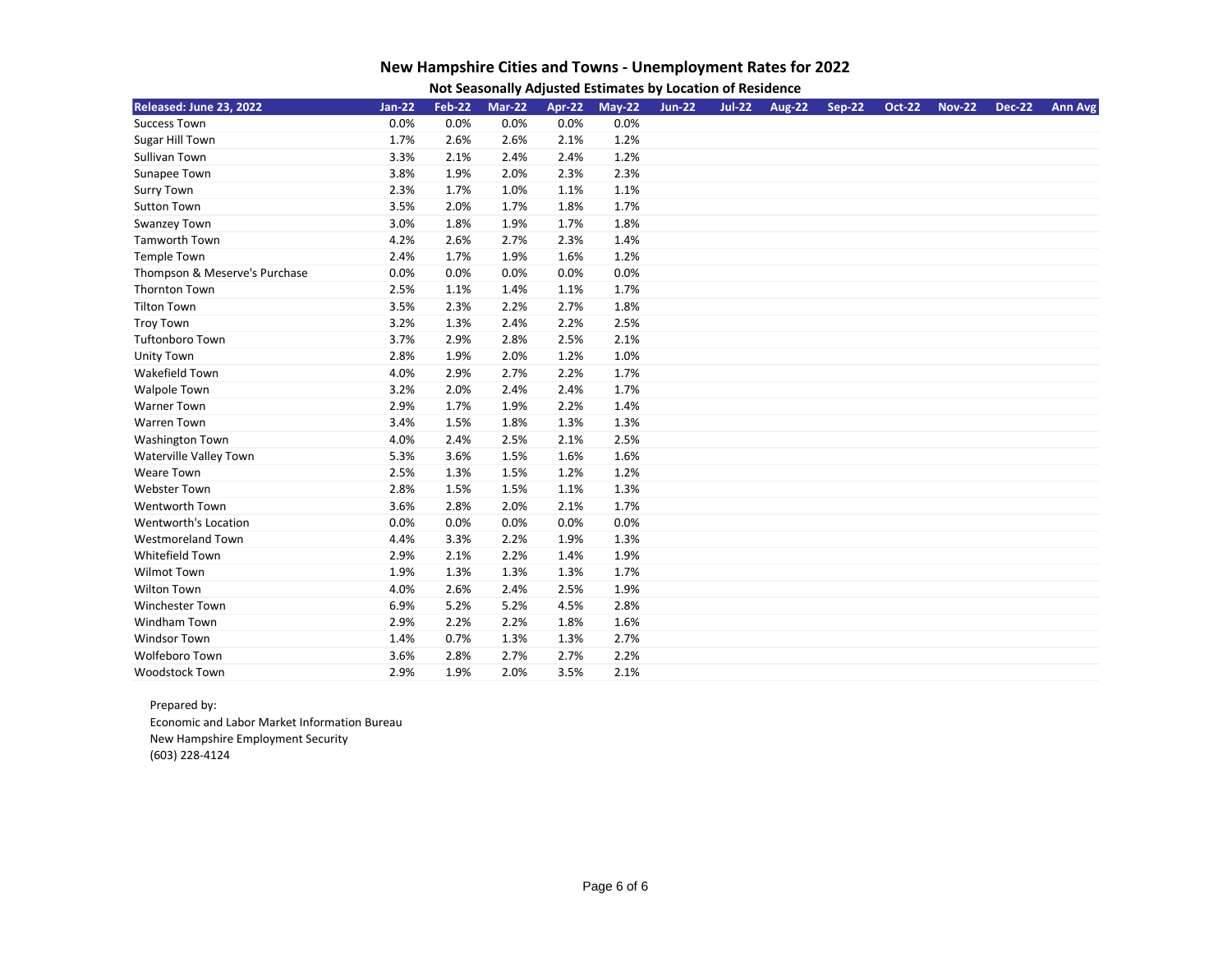## New Hampshire Cities and Towns - Unemployment Rates for 2022

### Not Seasonally Adjusted Estimates by Location of Residence

| Released: June 23, 2022 | Jan-22 | Feb-22 | Mar-22 | Apr-22 | May-22 | Jun-22 | Jul-22 | Aug-22 | Sep-22 | Oct-22 | Nov-22 | Dec-22 | Ann Avg |
|---|---|---|---|---|---|---|---|---|---|---|---|---|---|
| Success Town | 0.0% | 0.0% | 0.0% | 0.0% | 0.0% | | | | | | | | |
| Sugar Hill Town | 1.7% | 2.6% | 2.6% | 2.1% | 1.2% | | | | | | | | |
| Sullivan Town | 3.3% | 2.1% | 2.4% | 2.4% | 1.2% | | | | | | | | |
| Sunapee Town | 3.8% | 1.9% | 2.0% | 2.3% | 2.3% | | | | | | | | |
| Surry Town | 2.3% | 1.7% | 1.0% | 1.1% | 1.1% | | | | | | | | |
| Sutton Town | 3.5% | 2.0% | 1.7% | 1.8% | 1.7% | | | | | | | | |
| Swanzey Town | 3.0% | 1.8% | 1.9% | 1.7% | 1.8% | | | | | | | | |
| Tamworth Town | 4.2% | 2.6% | 2.7% | 2.3% | 1.4% | | | | | | | | |
| Temple Town | 2.4% | 1.7% | 1.9% | 1.6% | 1.2% | | | | | | | | |
| Thompson & Meserve's Purchase | 0.0% | 0.0% | 0.0% | 0.0% | 0.0% | | | | | | | | |
| Thornton Town | 2.5% | 1.1% | 1.4% | 1.1% | 1.7% | | | | | | | | |
| Tilton Town | 3.5% | 2.3% | 2.2% | 2.7% | 1.8% | | | | | | | | |
| Troy Town | 3.2% | 1.3% | 2.4% | 2.2% | 2.5% | | | | | | | | |
| Tuftonboro Town | 3.7% | 2.9% | 2.8% | 2.5% | 2.1% | | | | | | | | |
| Unity Town | 2.8% | 1.9% | 2.0% | 1.2% | 1.0% | | | | | | | | |
| Wakefield Town | 4.0% | 2.9% | 2.7% | 2.2% | 1.7% | | | | | | | | |
| Walpole Town | 3.2% | 2.0% | 2.4% | 2.4% | 1.7% | | | | | | | | |
| Warner Town | 2.9% | 1.7% | 1.9% | 2.2% | 1.4% | | | | | | | | |
| Warren Town | 3.4% | 1.5% | 1.8% | 1.3% | 1.3% | | | | | | | | |
| Washington Town | 4.0% | 2.4% | 2.5% | 2.1% | 2.5% | | | | | | | | |
| Waterville Valley Town | 5.3% | 3.6% | 1.5% | 1.6% | 1.6% | | | | | | | | |
| Weare Town | 2.5% | 1.3% | 1.5% | 1.2% | 1.2% | | | | | | | | |
| Webster Town | 2.8% | 1.5% | 1.5% | 1.1% | 1.3% | | | | | | | | |
| Wentworth Town | 3.6% | 2.8% | 2.0% | 2.1% | 1.7% | | | | | | | | |
| Wentworth's Location | 0.0% | 0.0% | 0.0% | 0.0% | 0.0% | | | | | | | | |
| Westmoreland Town | 4.4% | 3.3% | 2.2% | 1.9% | 1.3% | | | | | | | | |
| Whitefield Town | 2.9% | 2.1% | 2.2% | 1.4% | 1.9% | | | | | | | | |
| Wilmot Town | 1.9% | 1.3% | 1.3% | 1.3% | 1.7% | | | | | | | | |
| Wilton Town | 4.0% | 2.6% | 2.4% | 2.5% | 1.9% | | | | | | | | |
| Winchester Town | 6.9% | 5.2% | 5.2% | 4.5% | 2.8% | | | | | | | | |
| Windham Town | 2.9% | 2.2% | 2.2% | 1.8% | 1.6% | | | | | | | | |
| Windsor Town | 1.4% | 0.7% | 1.3% | 1.3% | 2.7% | | | | | | | | |
| Wolfeboro Town | 3.6% | 2.8% | 2.7% | 2.7% | 2.2% | | | | | | | | |
| Woodstock Town | 2.9% | 1.9% | 2.0% | 3.5% | 2.1% | | | | | | | | |

Prepared by:
Economic and Labor Market Information Bureau
New Hampshire Employment Security
(603) 228-4124